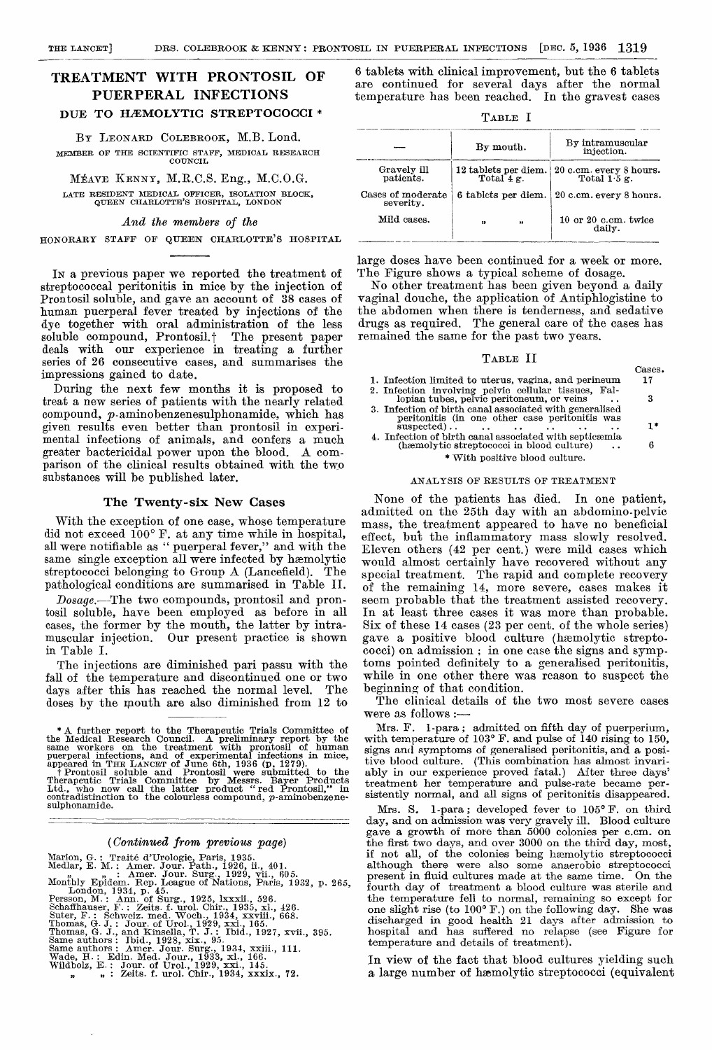# TREATMENT WITH PRONTOSIL OF PUERPERAL INFECTIONS

## DUE TO HÆMOLYTIC STREPTOCOCCI *

By Leonard Colebrook, M.B. Lond.

MEMBER OF THE SCIENTIFIC STAFF, MEDICAL RESEARCH COUNCIL

Méave Kenny, M.R.C.S. Eng., M.C.O.G.

LATE RESIDENT MEDICAL OFFICER, ISOLATION BLOCK, QUEEN CHARLOTTE'S HOSPITAL, LONDON

*And the members of the*

HONORARY STAFF OF QUEEN CHARLOTTE'S HOSPITAL

---

In a previous paper we reported the treatment of streptococcal peritonitis in mice by the injection of Prontosil soluble, and gave an account of 38 cases of human puerperal fever treated by injections of the dye together with oral administration of the less soluble compound, Prontosil.† The present paper deals with our experience in treating a further series of 26 consecutive cases, and summarises the impressions gained to date.

During the next few months it is proposed to treat a new series of patients with the nearly related compound, *p*-aminobenzenesulphonamide, which has given results even better than prontosil in experimental infections of animals, and confers a much greater bactericidal power upon the blood. A comparison of the clinical results obtained with the two substances will be published later.

### The Twenty-six New Cases

With the exception of one case, whose temperature did not exceed 100° F. at any time while in hospital, all were notifiable as "puerperal fever," and with the same single exception all were infected by hæmolytic streptococci belonging to Group A (Lancefield). The pathological conditions are summarised in Table II.

*Dosage.*—The two compounds, prontosil and prontosil soluble, have been employed as before in all cases, the former by the mouth, the latter by intramuscular injection. Our present practice is shown in Table I.

The injections are diminished pari passu with the fall of the temperature and discontinued one or two days after this has reached the normal level. The doses by the mouth are also diminished from 12 to 6 tablets with clinical improvement, but the 6 tablets are continued for several days after the normal temperature has been reached. In the gravest cases large doses have been continued for a week or more. The Figure shows a typical scheme of dosage.

TABLE I

| — | By mouth. | By intramuscular injection. |
|---|---|---|
| Gravely ill patients. | 12 tablets per diem. Total 4 g. | 20 c.cm. every 8 hours. Total 1·5 g. |
| Cases of moderate severity. | 6 tablets per diem. | 20 c.cm. every 8 hours. |
| Mild cases. | " " | 10 or 20 c.cm. twice daily. |

No other treatment has been given beyond a daily vaginal douche, the application of Antiphlogistine to the abdomen when there is tenderness, and sedative drugs as required. The general care of the cases has remained the same for the past two years.

TABLE II

| | Cases. |
|---|---|
| 1. Infection limited to uterus, vagina, and perineum | 17 |
| 2. Infection involving pelvic cellular tissues, Fallopian tubes, pelvic peritoneum, or veins .. | 3 |
| 3. Infection of birth canal associated with generalised peritonitis (in one other case peritonitis was suspected) .. .. .. .. .. .. | 1* |
| 4. Infection of birth canal associated with septicæmia (hæmolytic streptococci in blood culture) .. | 6 |

\* With positive blood culture.

ANALYSIS OF RESULTS OF TREATMENT

None of the patients has died. In one patient, admitted on the 25th day with an abdomino-pelvic mass, the treatment appeared to have no beneficial effect, but the inflammatory mass slowly resolved. Eleven others (42 per cent.) were mild cases which would almost certainly have recovered without any special treatment. The rapid and complete recovery of the remaining 14, more severe, cases makes it seem probable that the treatment assisted recovery. In at least three cases it was more than probable. Six of these 14 cases (23 per cent. of the whole series) gave a positive blood culture (hæmolytic streptococci) on admission; in one case the signs and symptoms pointed definitely to a generalised peritonitis, while in one other there was reason to suspect the beginning of that condition.

The clinical details of the two most severe cases were as follows:—

Mrs. F. 1-para; admitted on fifth day of puerperium, with temperature of 103° F. and pulse of 140 rising to 150, signs and symptoms of generalised peritonitis, and a positive blood culture. (This combination has almost invariably in our experience proved fatal.) After three days' treatment her temperature and pulse-rate became persistently normal, and all signs of peritonitis disappeared.

Mrs. S. 1-para; developed fever to 105° F. on third day, and on admission was very gravely ill. Blood culture gave a growth of more than 5000 colonies per c.cm. on the first two days, and over 3000 on the third day, most, if not all, of the colonies being hæmolytic streptococci although there were also some anaerobic streptococci present in fluid cultures made at the same time. On the fourth day of treatment a blood culture was sterile and the temperature fell to normal, remaining so except for one slight rise (to 100° F.) on the following day. She was discharged in good health 21 days after admission to hospital and has suffered no relapse (see Figure for temperature and details of treatment).

In view of the fact that blood cultures yielding such a large number of hæmolytic streptococci (equivalent

---

\* A further report to the Therapeutic Trials Committee of the Medical Research Council. A preliminary report by the same workers on the treatment with prontosil of human puerperal infections, and of experimental infections in mice, appeared in The Lancet of June 6th, 1936 (p. 1279).

† Prontosil soluble and Prontosil were submitted to the Therapeutic Trials Committee by Messrs. Bayer Products Ltd., who now call the latter product "red Prontosil," in contradistinction to the colourless compound, *p*-aminobenzenesulphonamide.

---

(*Continued from previous page*)

Marion, G.: Traité d'Urologie, Paris, 1935.
Medlar, E. M.: Amer. Jour. Path., 1926, ii., 401.
" ": Amer. Jour. Surg., 1929, vii., 605.
Monthly Epidem. Rep. League of Nations, Paris, 1932, p. 265, London, 1934, p. 45.
Persson, M.: Ann. of Surg., 1925, lxxxii., 526.
Schaffhauser, F.: Zeits. f. urol. Chir., 1935, xl., 426.
Suter, F.: Schweiz. med. Woch., 1934, xxviii., 668.
Thomas, G. J.: Jour. of Urol., 1929, xxi., 165.
Thomas, G. J., and Kinsella, T. J.: Ibid., 1927, xvii., 395.
Same authors: Ibid., 1928, xix., 95.
Same authors: Amer. Jour. Surg., 1934, xxiii., 111.
Wade, H.: Edin. Med. Jour., 1933, xl., 166.
Wildbolz, E.: Jour. of Urol., 1929, xxi., 145.
" ": Zeits. f. urol. Chir., 1934, xxxix., 72.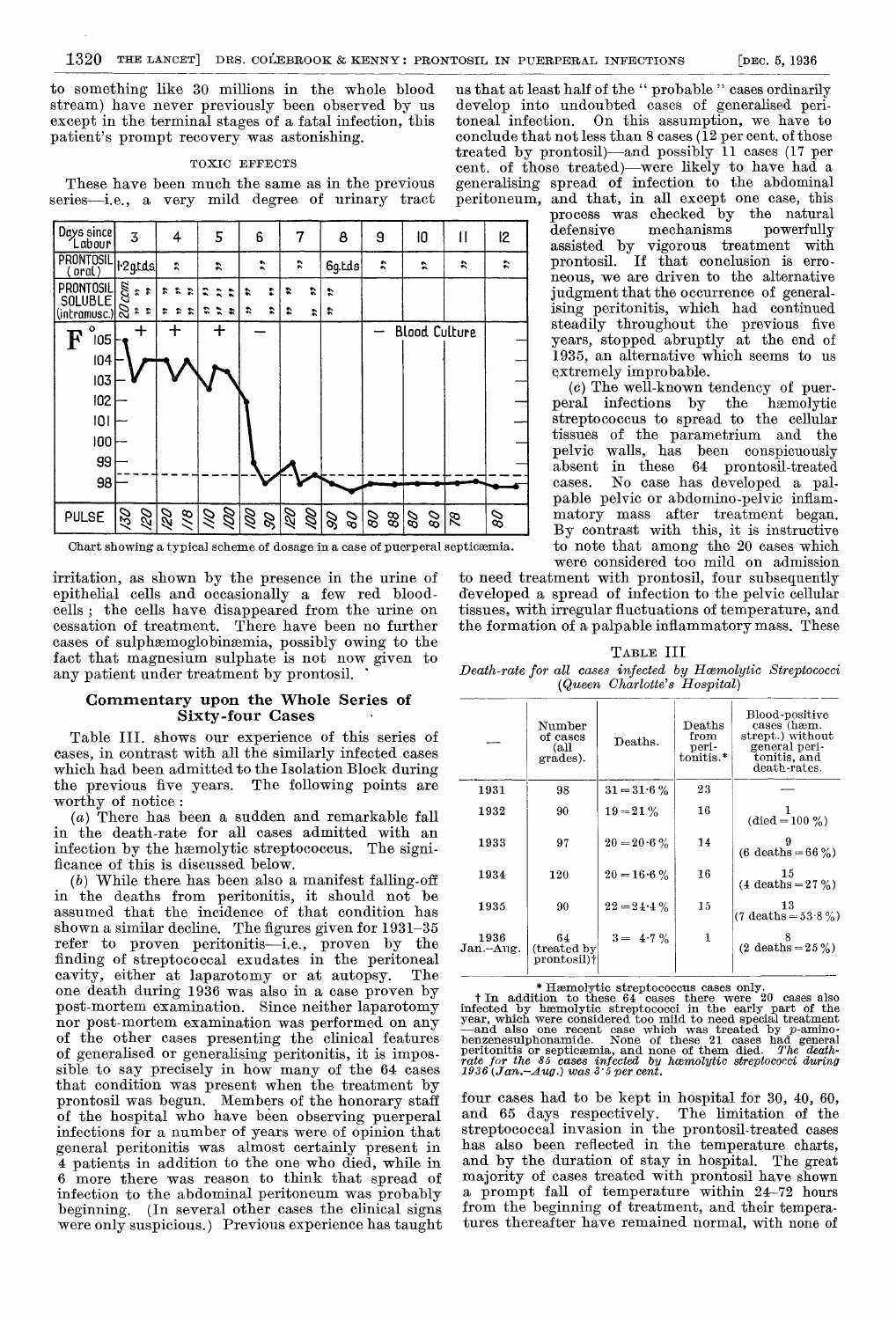to something like 30 millions in the whole blood stream) have never previously been observed by us except in the terminal stages of a fatal infection, this patient's prompt recovery was astonishing.

TOXIC EFFECTS

These have been much the same as in the previous series—i.e., a very mild degree of urinary tract irritation, as shown by the presence in the urine of epithelial cells and occasionally a few red blood-cells; the cells have disappeared from the urine on cessation of treatment. There have been no further cases of sulphæmoglobinæmia, possibly owing to the fact that magnesium sulphate is not now given to any patient under treatment by prontosil.

Chart showing a typical scheme of dosage in a case of puerperal septicæmia.

## Commentary upon the Whole Series of Sixty-four Cases

Table III. shows our experience of this series of cases, in contrast with all the similarly infected cases which had been admitted to the Isolation Block during the previous five years. The following points are worthy of notice:

(*a*) There has been a sudden and remarkable fall in the death-rate for all cases admitted with an infection by the hæmolytic streptococcus. The significance of this is discussed below.

(*b*) While there has been also a manifest falling-off in the deaths from peritonitis, it should not be assumed that the incidence of that condition has shown a similar decline. The figures given for 1931–35 refer to proven peritonitis—i.e., proven by the finding of streptococcal exudates in the peritoneal cavity, either at laparotomy or at autopsy. The one death during 1936 was also in a case proven by post-mortem examination. Since neither laparotomy nor post-mortem examination was performed on any of the other cases presenting the clinical features of generalised or generalising peritonitis, it is impossible to say precisely in how many of the 64 cases that condition was present when the treatment by prontosil was begun. Members of the honorary staff of the hospital who have been observing puerperal infections for a number of years were of opinion that general peritonitis was almost certainly present in 4 patients in addition to the one who died, while in 6 more there was reason to think that spread of infection to the abdominal peritoneum was probably beginning. (In several other cases the clinical signs were only suspicious.) Previous experience has taught us that at least half of the "probable" cases ordinarily develop into undoubted cases of generalised peritoneal infection. On this assumption, we have to conclude that not less than 8 cases (12 per cent. of those treated by prontosil)—and possibly 11 cases (17 per cent. of those treated)—were likely to have had a generalising spread of infection to the abdominal peritoneum, and that, in all except one case, this process was checked by the natural defensive mechanisms powerfully assisted by vigorous treatment with prontosil. If that conclusion is erroneous, we are driven to the alternative judgment that the occurrence of generalising peritonitis, which had continued steadily throughout the previous five years, stopped abruptly at the end of 1935, an alternative which seems to us extremely improbable.

(*c*) The well-known tendency of puerperal infections by the hæmolytic streptococcus to spread to the cellular tissues of the parametrium and the pelvic walls, has been conspicuously absent in these 64 prontosil-treated cases. No case has developed a palpable pelvic or abdomino-pelvic inflammatory mass after treatment began. By contrast with this, it is instructive to note that among the 20 cases which were considered too mild on admission to need treatment with prontosil, four subsequently developed a spread of infection to the pelvic cellular tissues, with irregular fluctuations of temperature, and the formation of a palpable inflammatory mass. These four cases had to be kept in hospital for 30, 40, 60, and 65 days respectively. The limitation of the streptococcal invasion in the prontosil-treated cases has also been reflected in the temperature charts, and by the duration of stay in hospital. The great majority of cases treated with prontosil have shown a prompt fall of temperature within 24–72 hours from the beginning of treatment, and their temperatures thereafter have remained normal, with none of

TABLE III

*Death-rate for all cases infected by Hæmolytic Streptococci (Queen Charlotte's Hospital)*

| — | Number of cases (all grades). | Deaths. | Deaths from peritonitis.* | Blood-positive cases (hæm. strept.) without general peritonitis, and death-rates. |
|---|---|---|---|---|
| 1931 | 98 | 31 = 31·6 % | 23 | — |
| 1932 | 90 | 19 = 21 % | 16 | 1 (died = 100 %) |
| 1933 | 97 | 20 = 20·6 % | 14 | 9 (6 deaths = 66 %) |
| 1934 | 120 | 20 = 16·6 % | 16 | 15 (4 deaths = 27 %) |
| 1935 | 90 | 22 = 24·4 % | 15 | 13 (7 deaths = 53·8 %) |
| 1936 Jan.–Aug. | 64 (treated by prontosil)† | 3 = 4·7 % | 1 | 8 (2 deaths = 25 %) |

\* Hæmolytic streptococcus cases only.

† In addition to these 64 cases there were 20 cases also infected by hæmolytic streptococci in the early part of the year, which were considered too mild to need special treatment—and also one recent case which was treated by *p*-amino-benzenesulphonamide. None of these 21 cases had general peritonitis or septicæmia, and none of them died. *The death-rate for the 85 cases infected by hæmolytic streptococci during 1936 (Jan.–Aug.) was 3·5 per cent.*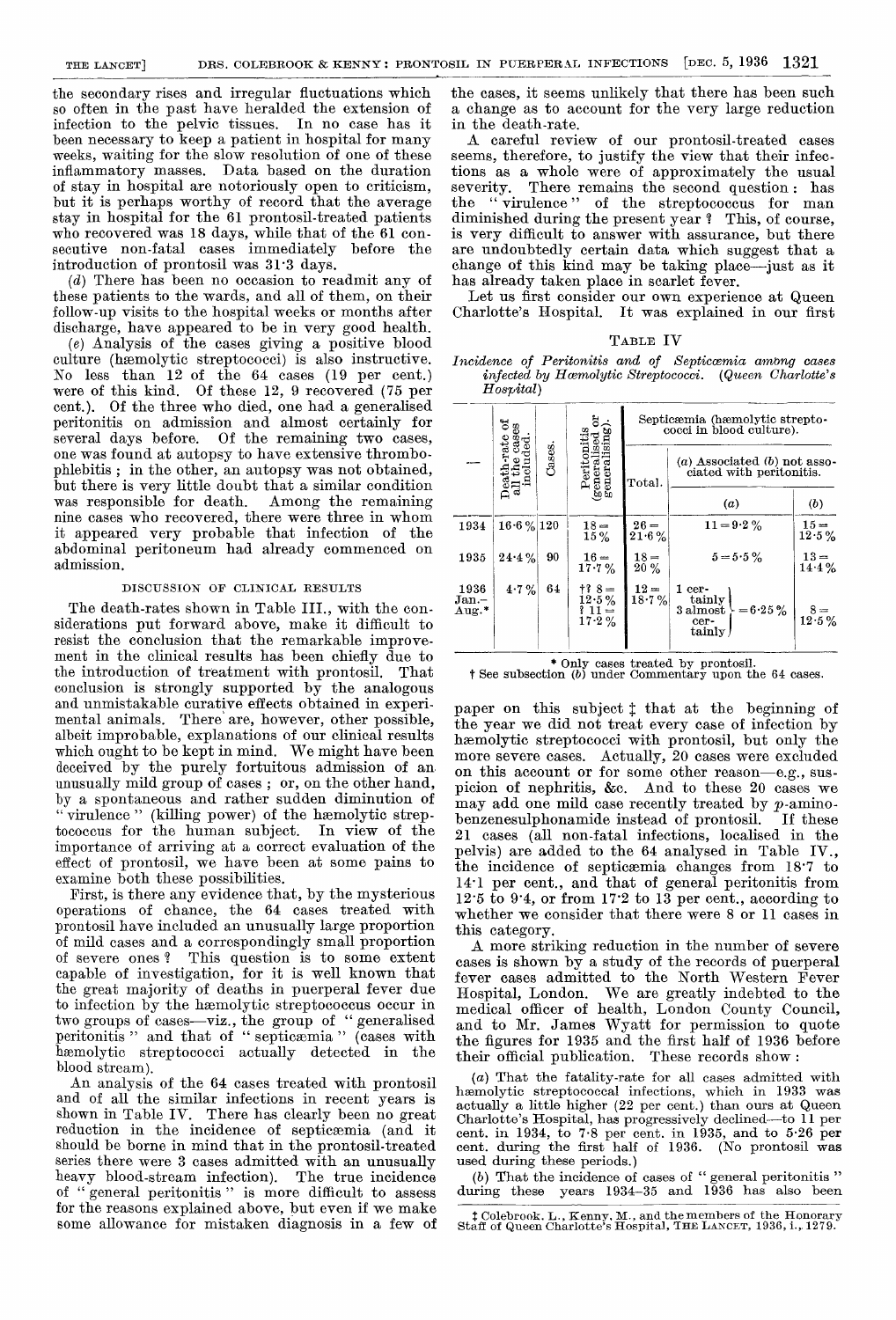the secondary rises and irregular fluctuations which so often in the past have heralded the extension of infection to the pelvic tissues. In no case has it been necessary to keep a patient in hospital for many weeks, waiting for the slow resolution of one of these inflammatory masses. Data based on the duration of stay in hospital are notoriously open to criticism, but it is perhaps worthy of record that the average stay in hospital for the 61 prontosil-treated patients who recovered was 18 days, while that of the 61 consecutive non-fatal cases immediately before the introduction of prontosil was 31·3 days.

(*d*) There has been no occasion to readmit any of these patients to the wards, and all of them, on their follow-up visits to the hospital weeks or months after discharge, have appeared to be in very good health.

(*e*) Analysis of the cases giving a positive blood culture (hæmolytic streptococci) is also instructive. No less than 12 of the 64 cases (19 per cent.) were of this kind. Of these 12, 9 recovered (75 per cent.). Of the three who died, one had a generalised peritonitis on admission and almost certainly for several days before. Of the remaining two cases, one was found at autopsy to have extensive thrombophlebitis; in the other, an autopsy was not obtained, but there is very little doubt that a similar condition was responsible for death. Among the remaining nine cases who recovered, there were three in whom it appeared very probable that infection of the abdominal peritoneum had already commenced on admission.

### DISCUSSION OF CLINICAL RESULTS

The death-rates shown in Table III., with the considerations put forward above, make it difficult to resist the conclusion that the remarkable improvement in the clinical results has been chiefly due to the introduction of treatment with prontosil. That conclusion is strongly supported by the analogous and unmistakable curative effects obtained in experimental animals. There are, however, other possible, albeit improbable, explanations of our clinical results which ought to be kept in mind. We might have been deceived by the purely fortuitous admission of an unusually mild group of cases; or, on the other hand, by a spontaneous and rather sudden diminution of "virulence" (killing power) of the hæmolytic streptococcus for the human subject. In view of the importance of arriving at a correct evaluation of the effect of prontosil, we have been at some pains to examine both these possibilities.

First, is there any evidence that, by the mysterious operations of chance, the 64 cases treated with prontosil have included an unusually large proportion of mild cases and a correspondingly small proportion of severe ones? This question is to some extent capable of investigation, for it is well known that the great majority of deaths in puerperal fever due to infection by the hæmolytic streptococcus occur in two groups of cases—viz., the group of "generalised peritonitis" and that of "septicæmia" (cases with hæmolytic streptococci actually detected in the blood stream).

An analysis of the 64 cases treated with prontosil and of all the similar infections in recent years is shown in Table IV. There has clearly been no great reduction in the incidence of septicæmia (and it should be borne in mind that in the prontosil-treated series there were 3 cases admitted with an unusually heavy blood-stream infection). The true incidence of "general peritonitis" is more difficult to assess for the reasons explained above, but even if we make some allowance for mistaken diagnosis in a few of the cases, it seems unlikely that there has been such a change as to account for the very large reduction in the death-rate.

A careful review of our prontosil-treated cases seems, therefore, to justify the view that their infections as a whole were of approximately the usual severity. There remains the second question: has the "virulence" of the streptococcus for man diminished during the present year? This, of course, is very difficult to answer with assurance, but there are undoubtedly certain data which suggest that a change of this kind may be taking place—just as it has already taken place in scarlet fever.

Let us first consider our own experience at Queen Charlotte's Hospital. It was explained in our first

TABLE IV

*Incidence of Peritonitis and of Septicæmia among cases infected by Hæmolytic Streptococci. (Queen Charlotte's Hospital)*

| — | Death-rate of all the cases included. | Cases. | Peritonitis (generalised or generalising). | Septicæmia (hæmolytic streptococci in blood culture). | | |
|---|---|---|---|---|---|---|
| | | | | Total. | (*a*) Associated (*b*) not associated with peritonitis. | |
| | | | | | (*a*) | (*b*) |
| 1934 | 16·6 % | 120 | 18 = 15 % | 26 = 21·6 % | 11 = 9·2 % | 15 = 12·5 % |
| 1935 | 24·4 % | 90 | 16 = 17·7 % | 18 = 20 % | 5 = 5·5 % | 13 = 14·4 % |
| 1936 Jan.–Aug.* | 4·7 % | 64 | †? 8 = 12·5 % ? 11 = 17·2 % | 12 = 18·7 % | 1 certainly, 3 almost certainly = 6·25 % | 8 = 12·5 % |

\* Only cases treated by prontosil.
† See subsection (*b*) under Commentary upon the 64 cases.

paper on this subject ‡ that at the beginning of the year we did not treat every case of infection by hæmolytic streptococci with prontosil, but only the more severe cases. Actually, 20 cases were excluded on this account or for some other reason—e.g., suspicion of nephritis, &c. And to these 20 cases we may add one mild case recently treated by *p*-aminobenzenesulphonamide instead of prontosil. If these 21 cases (all non-fatal infections, localised in the pelvis) are added to the 64 analysed in Table IV., the incidence of septicæmia changes from 18·7 to 14·1 per cent., and that of general peritonitis from 12·5 to 9·4, or from 17·2 to 13 per cent., according to whether we consider that there were 8 or 11 cases in this category.

A more striking reduction in the number of severe cases is shown by a study of the records of puerperal fever cases admitted to the North Western Fever Hospital, London. We are greatly indebted to the medical officer of health, London County Council, and to Mr. James Wyatt for permission to quote the figures for 1935 and the first half of 1936 before their official publication. These records show:

(*a*) That the fatality-rate for all cases admitted with hæmolytic streptococcal infections, which in 1933 was actually a little higher (22 per cent.) than ours at Queen Charlotte's Hospital, has progressively declined—to 11 per cent. in 1934, to 7·8 per cent. in 1935, and to 5·26 per cent. during the first half of 1936. (No prontosil was used during these periods.)

(*b*) That the incidence of cases of "general peritonitis" during these years 1934–35 and 1936 has also been

‡ Colebrook, L., Kenny, M., and the members of the Honorary Staff of Queen Charlotte's Hospital, THE LANCET, 1936, i., 1279.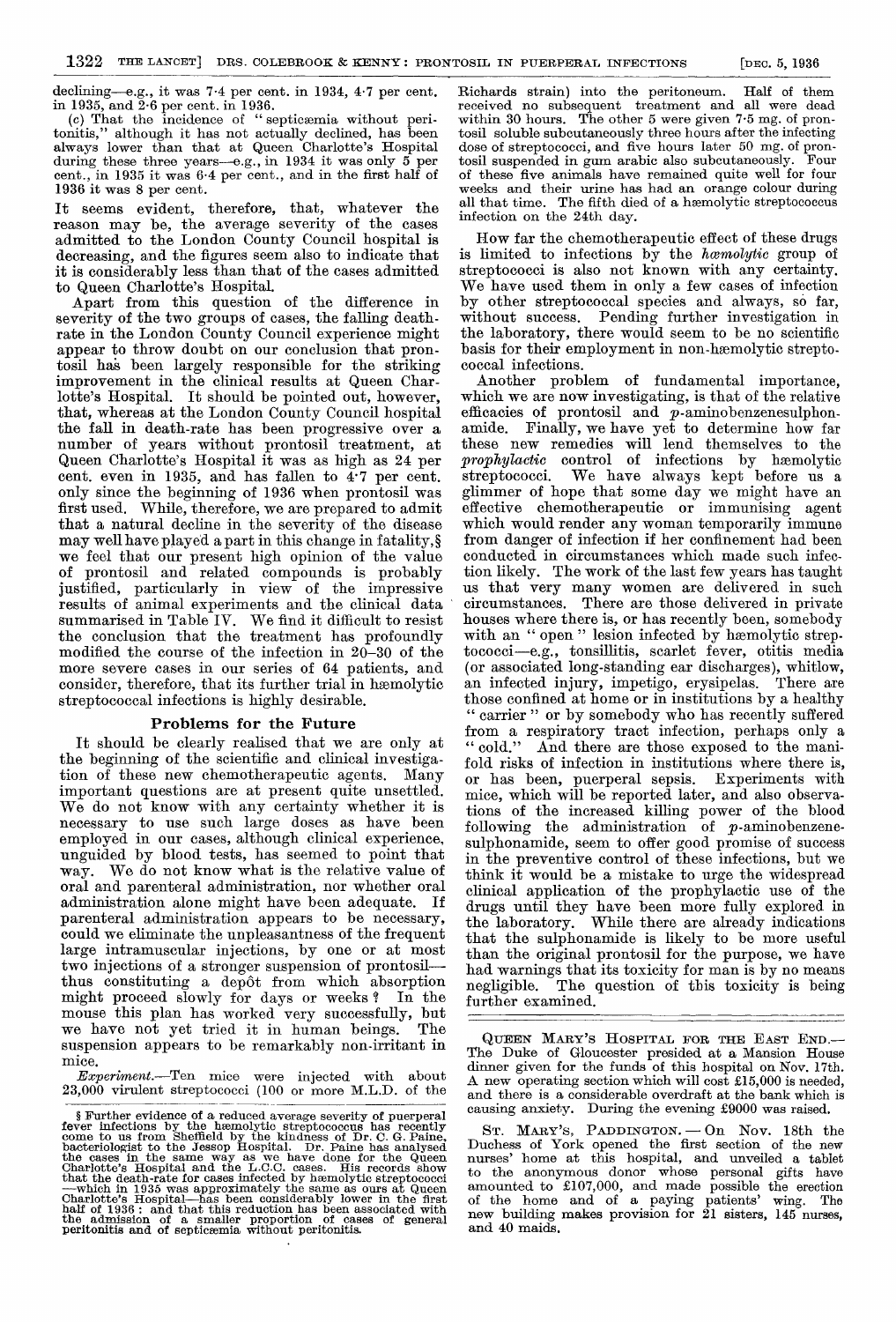declining—e.g., it was 7·4 per cent. in 1934, 4·7 per cent. in 1935, and 2·6 per cent. in 1936.

(c) That the incidence of "septicæmia without peritonitis," although it has not actually declined, has been always lower than that at Queen Charlotte's Hospital during these three years—e.g., in 1934 it was only 5 per cent., in 1935 it was 6·4 per cent., and in the first half of 1936 it was 8 per cent.

It seems evident, therefore, that, whatever the reason may be, the average severity of the cases admitted to the London County Council hospital is decreasing, and the figures seem also to indicate that it is considerably less than that of the cases admitted to Queen Charlotte's Hospital.

Apart from this question of the difference in severity of the two groups of cases, the falling death-rate in the London County Council experience might appear to throw doubt on our conclusion that prontosil has been largely responsible for the striking improvement in the clinical results at Queen Charlotte's Hospital. It should be pointed out, however, that, whereas at the London County Council hospital the fall in death-rate has been progressive over a number of years without prontosil treatment, at Queen Charlotte's Hospital it was as high as 24 per cent. even in 1935, and has fallen to 4·7 per cent. only since the beginning of 1936 when prontosil was first used. While, therefore, we are prepared to admit that a natural decline in the severity of the disease may well have played a part in this change in fatality,§ we feel that our present high opinion of the value of prontosil and related compounds is probably justified, particularly in view of the impressive results of animal experiments and the clinical data summarised in Table IV. We find it difficult to resist the conclusion that the treatment has profoundly modified the course of the infection in 20–30 of the more severe cases in our series of 64 patients, and consider, therefore, that its further trial in hæmolytic streptococcal infections is highly desirable.

## Problems for the Future

It should be clearly realised that we are only at the beginning of the scientific and clinical investigation of these new chemotherapeutic agents. Many important questions are at present quite unsettled. We do not know with any certainty whether it is necessary to use such large doses as have been employed in our cases, although clinical experience, unguided by blood tests, has seemed to point that way. We do not know what is the relative value of oral and parenteral administration, nor whether oral administration alone might have been adequate. If parenteral administration appears to be necessary, could we eliminate the unpleasantness of the frequent large intramuscular injections, by one or at most two injections of a stronger suspension of prontosil—thus constituting a depôt from which absorption might proceed slowly for days or weeks? In the mouse this plan has worked very successfully, but we have not yet tried it in human beings. The suspension appears to be remarkably non-irritant in mice.

*Experiment.*—Ten mice were injected with about 23,000 virulent streptococci (100 or more M.L.D. of the Richards strain) into the peritoneum. Half of them received no subsequent treatment and all were dead within 30 hours. The other 5 were given 7·5 mg. of prontosil soluble subcutaneously three hours after the infecting dose of streptococci, and five hours later 50 mg. of prontosil suspended in gum arabic also subcutaneously. Four of these five animals have remained quite well for four weeks and their urine has had an orange colour during all that time. The fifth died of a hæmolytic streptococcus infection on the 24th day.

How far the chemotherapeutic effect of these drugs is limited to infections by the *hæmolytic* group of streptococci is also not known with any certainty. We have used them in only a few cases of infection by other streptococcal species and always, so far, without success. Pending further investigation in the laboratory, there would seem to be no scientific basis for their employment in non-hæmolytic streptococcal infections.

Another problem of fundamental importance, which we are now investigating, is that of the relative efficacies of prontosil and *p*-aminobenzenesulphonamide. Finally, we have yet to determine how far these new remedies will lend themselves to the *prophylactic* control of infections by hæmolytic streptococci. We have always kept before us a glimmer of hope that some day we might have an effective chemotherapeutic or immunising agent which would render any woman temporarily immune from danger of infection if her confinement had been conducted in circumstances which made such infection likely. The work of the last few years has taught us that very many women are delivered in such circumstances. There are those delivered in private houses where there is, or has recently been, somebody with an "open" lesion infected by hæmolytic streptococci—e.g., tonsillitis, scarlet fever, otitis media (or associated long-standing ear discharges), whitlow, an infected injury, impetigo, erysipelas. There are those confined at home or in institutions by a healthy "carrier" or by somebody who has recently suffered from a respiratory tract infection, perhaps only a "cold." And there are those exposed to the manifold risks of infection in institutions where there is, or has been, puerperal sepsis. Experiments with mice, which will be reported later, and also observations of the increased killing power of the blood following the administration of *p*-aminobenzenesulphonamide, seem to offer good promise of success in the preventive control of these infections, but we think it would be a mistake to urge the widespread clinical application of the prophylactic use of the drugs until they have been more fully explored in the laboratory. While there are already indications that the sulphonamide is likely to be more useful than the original prontosil for the purpose, we have had warnings that its toxicity for man is by no means negligible. The question of this toxicity is being further examined.

§ Further evidence of a reduced average severity of puerperal fever infections by the hæmolytic streptococcus has recently come to us from Sheffield by the kindness of Dr. C. G. Paine, bacteriologist to the Jessop Hospital. Dr. Paine has analysed the cases in the same way as we have done for the Queen Charlotte's Hospital and the L.C.C. cases. His records show that the death-rate for cases infected by hæmolytic streptococci—which in 1935 was approximately the same as ours at Queen Charlotte's Hospital—has been considerably lower in the first half of 1936: and that this reduction has been associated with the admission of a smaller proportion of cases of general peritonitis and of septicæmia without peritonitis.

---

QUEEN MARY'S HOSPITAL FOR THE EAST END.—The Duke of Gloucester presided at a Mansion House dinner given for the funds of this hospital on Nov. 17th. A new operating section which will cost £15,000 is needed, and there is a considerable overdraft at the bank which is causing anxiety. During the evening £9000 was raised.

ST. MARY'S, PADDINGTON.—On Nov. 18th the Duchess of York opened the first section of the new nurses' home at this hospital, and unveiled a tablet to the anonymous donor whose personal gifts have amounted to £107,000, and made possible the erection of the home and of a paying patients' wing. The new building makes provision for 21 sisters, 145 nurses, and 40 maids.